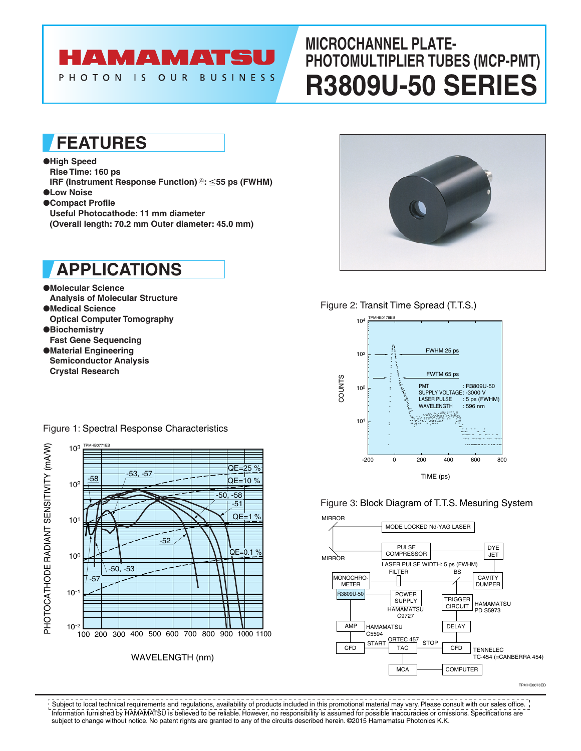# HAMAMATSU

PHOTON IS OUR BUSINESS

# MICROCHANNEL PLATE-PHOTOMULTIPLIER TUBES (MCP-PMT)

# R3809U-50 SERIES

## FEATURES

- **High Speed**
  **Rise Time: 160 ps**
  **IRF (Instrument Response Function)Ⓐ: ≦55 ps (FWHM)**
- **Low Noise**
- **Compact Profile**
  **Useful Photocathode: 11 mm diameter**
  **(Overall length: 70.2 mm Outer diameter: 45.0 mm)**

## APPLICATIONS

- **Molecular Science**
  **Analysis of Molecular Structure**
- **Medical Science**
  **Optical Computer Tomography**
- **Biochemistry**
  **Fast Gene Sequencing**
- **Material Engineering**
  **Semiconductor Analysis**
  **Crystal Research**

Figure 1: Spectral Response Characteristics

TPMHB0771EB

PHOTOCATHODE RADIANT SENSITIVITY (mA/W)

$10^3$, $10^2$, $10^1$, $10^0$, $10^{-1}$, $10^{-2}$

QE=25 %, QE=10 %, QE=1 %, QE=0.1 %

-58, -53, -57, -50, -58, -51, -52, -50, -53, -57

100 200 300 400 500 600 700 800 900 1000 1100

WAVELENGTH (nm)

Figure 2: Transit Time Spread (T.T.S.)

TPMHB0178EB

COUNTS

$10^4$, $10^3$, $10^2$, $10^1$

FWHM 25 ps

FWTM 65 ps

PMT : R3809U-50
SUPPLY VOLTAGE : -3000 V
LASER PULSE : 5 ps (FWHM)
WAVELENGTH : 596 nm

-200 0 200 400 600 800

TIME (ps)

Figure 3: Block Diagram of T.T.S. Mesuring System

MIRROR, MODE LOCKED Nd-YAG LASER, MIRROR, PULSE COMPRESSOR, DYE JET, LASER PULSE WIDTH: 5 ps (FWHM), FILTER, BS, MONOCHRO-METER, CAVITY DUMPER, R3809U-50, POWER SUPPLY HAMAMATSU C9727, TRIGGER CIRCUIT, HAMAMATSU PD S5973, AMP, HAMAMATSU C5594, DELAY, ORTEC 457, START, STOP, CFD, TAC, CFD, TENNELEC TC-454 (=CANBERRA 454), MCA, COMPUTER

TPMHC0078ED

Subject to local technical requirements and regulations, availability of products included in this promotional material may vary. Please consult with our sales office.
Information furnished by HAMAMATSU is believed to be reliable. However, no responsibility is assumed for possible inaccuracies or omissions. Specifications are subject to change without notice. No patent rights are granted to any of the circuits described herein. ©2015 Hamamatsu Photonics K.K.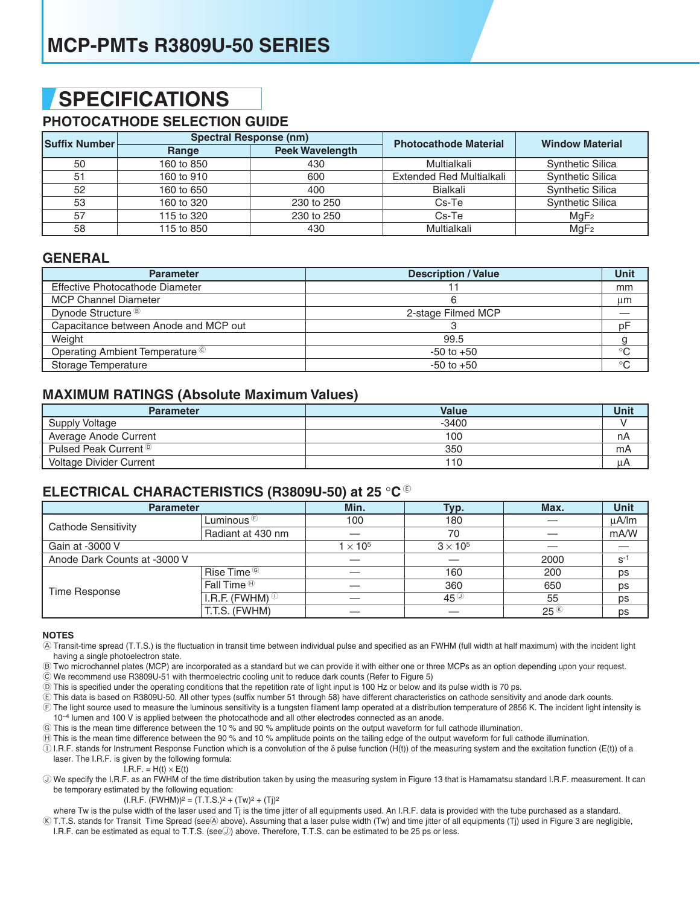# MCP-PMTs R3809U-50 SERIES

## SPECIFICATIONS

### PHOTOCATHODE SELECTION GUIDE

| Suffix Number | Spectral Response (nm) | | Photocathode Material | Window Material |
|---|---|---|---|---|
| | Range | Peek Wavelength | | |
| 50 | 160 to 850 | 430 | Multialkali | Synthetic Silica |
| 51 | 160 to 910 | 600 | Extended Red Multialkali | Synthetic Silica |
| 52 | 160 to 650 | 400 | Bialkali | Synthetic Silica |
| 53 | 160 to 320 | 230 to 250 | Cs-Te | Synthetic Silica |
| 57 | 115 to 320 | 230 to 250 | Cs-Te | $MgF_2$ |
| 58 | 115 to 850 | 430 | Multialkali | $MgF_2$ |

### GENERAL

| Parameter | Description / Value | Unit |
|---|---|---|
| Effective Photocathode Diameter | 11 | mm |
| MCP Channel Diameter | 6 | µm |
| Dynode Structure Ⓑ | 2-stage Filmed MCP | — |
| Capacitance between Anode and MCP out | 3 | pF |
| Weight | 99.5 | g |
| Operating Ambient Temperature Ⓒ | -50 to +50 | °C |
| Storage Temperature | -50 to +50 | °C |

### MAXIMUM RATINGS (Absolute Maximum Values)

| Parameter | Value | Unit |
|---|---|---|
| Supply Voltage | -3400 | V |
| Average Anode Current | 100 | nA |
| Pulsed Peak Current Ⓓ | 350 | mA |
| Voltage Divider Current | 110 | µA |

### ELECTRICAL CHARACTERISTICS (R3809U-50) at 25 °C Ⓔ

| Parameter | | Min. | Typ. | Max. | Unit |
|---|---|---|---|---|---|
| Cathode Sensitivity | Luminous Ⓕ | 100 | 180 | — | µA/lm |
| | Radiant at 430 nm | — | 70 | — | mA/W |
| Gain at -3000 V | | $1 \times 10^5$ | $3 \times 10^5$ | — | — |
| Anode Dark Counts at -3000 V | | — | — | 2000 | $s^{-1}$ |
| Time Response | Rise Time Ⓖ | — | 160 | 200 | ps |
| | Fall Time Ⓗ | — | 360 | 650 | ps |
| | I.R.F. (FWHM) Ⓘ | — | 45 Ⓙ | 55 | ps |
| | T.T.S. (FWHM) | — | — | 25 Ⓚ | ps |

**NOTES**

Ⓐ Transit-time spread (T.T.S.) is the fluctuation in transit time between individual pulse and specified as an FWHM (full width at half maximum) with the incident light having a single photoelectron state.

Ⓑ Two microchannel plates (MCP) are incorporated as a standard but we can provide it with either one or three MCPs as an option depending upon your request.

Ⓒ We recommend use R3809U-51 with thermoelectric cooling unit to reduce dark counts (Refer to Figure 5)

Ⓓ This is specified under the operating conditions that the repetition rate of light input is 100 Hz or below and its pulse width is 70 ps.

Ⓔ This data is based on R3809U-50. All other types (suffix number 51 through 58) have different characteristics on cathode sensitivity and anode dark counts.

Ⓕ The light source used to measure the luminous sensitivity is a tungsten filament lamp operated at a distribution temperature of 2856 K. The incident light intensity is $10^{-4}$ lumen and 100 V is applied between the photocathode and all other electrodes connected as an anode.

Ⓖ This is the mean time difference between the 10 % and 90 % amplitude points on the output waveform for full cathode illumination.

Ⓗ This is the mean time difference between the 90 % and 10 % amplitude points on the tailing edge of the output waveform for full cathode illumination.

Ⓘ I.R.F. stands for Instrument Response Function which is a convolution of the δ pulse function (H(t)) of the measuring system and the excitation function (E(t)) of a laser. The I.R.F. is given by the following formula:

$$\text{I.R.F.} = H(t) \times E(t)$$

Ⓙ We specify the I.R.F. as an FWHM of the time distribution taken by using the measuring system in Figure 13 that is Hamamatsu standard I.R.F. measurement. It can be temporary estimated by the following equation:

$$(\text{I.R.F. (FWHM)})^2 = (\text{T.T.S.})^2 + (Tw)^2 + (Tj)^2$$

where Tw is the pulse width of the laser used and Tj is the time jitter of all equipments used. An I.R.F. data is provided with the tube purchased as a standard.

Ⓚ T.T.S. stands for Transit Time Spread (seeⒶ above). Assuming that a laser pulse width (Tw) and time jitter of all equipments (Tj) used in Figure 3 are negligible, I.R.F. can be estimated as equal to T.T.S. (seeⒿ) above. Therefore, T.T.S. can be estimated to be 25 ps or less.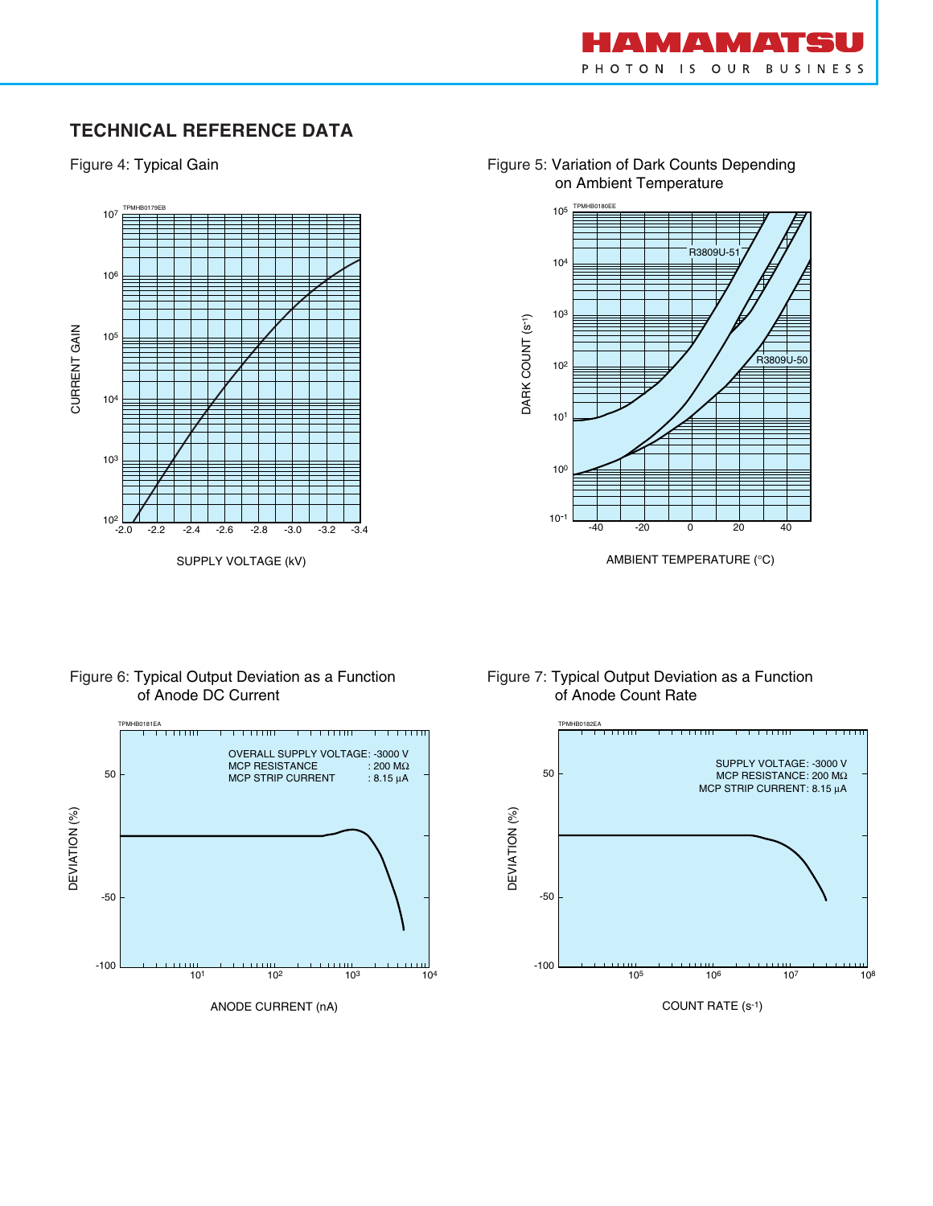## TECHNICAL REFERENCE DATA

Figure 4: Typical Gain

TPMHB0179EB

CURRENT GAIN

$10^7$
$10^6$
$10^5$
$10^4$
$10^3$
$10^2$

-2.0 -2.2 -2.4 -2.6 -2.8 -3.0 -3.2 -3.4

SUPPLY VOLTAGE (kV)

Figure 5: Variation of Dark Counts Depending on Ambient Temperature

TPMHB0180EE

DARK COUNT ($s^{-1}$)

$10^5$
$10^4$
$10^3$
$10^2$
$10^1$
$10^0$
$10^{-1}$

R3809U-51

R3809U-50

-40 -20 0 20 40

AMBIENT TEMPERATURE (°C)

Figure 6: Typical Output Deviation as a Function of Anode DC Current

TPMHB0181EA

OVERALL SUPPLY VOLTAGE: -3000 V
MCP RESISTANCE : 200 MΩ
MCP STRIP CURRENT : 8.15 µA

DEVIATION (%)

50
-50
-100

$10^1$ $10^2$ $10^3$ $10^4$

ANODE CURRENT (nA)

Figure 7: Typical Output Deviation as a Function of Anode Count Rate

TPMHB0182EA

SUPPLY VOLTAGE: -3000 V
MCP RESISTANCE: 200 MΩ
MCP STRIP CURRENT: 8.15 µA

DEVIATION (%)

50
-50
-100

$10^5$ $10^6$ $10^7$ $10^8$

COUNT RATE ($s^{-1}$)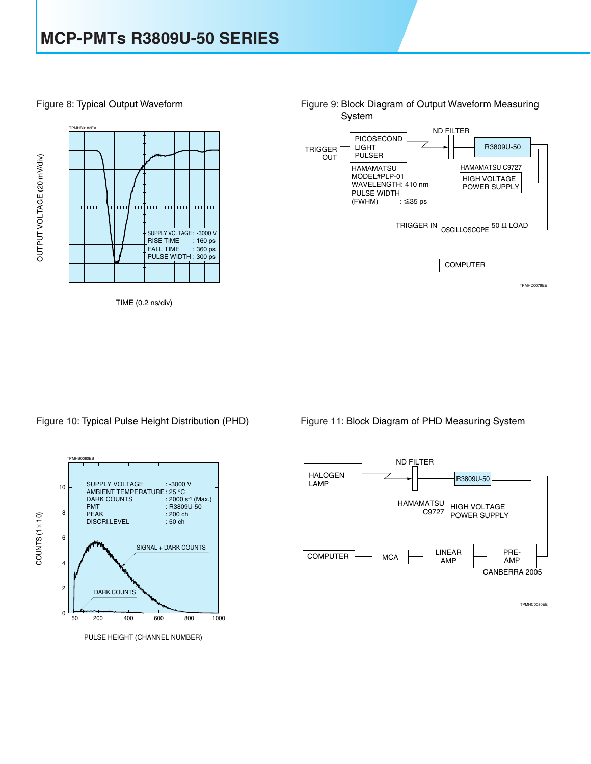# MCP-PMTs R3809U-50 SERIES

Figure 8: Typical Output Waveform

TPMHB0183EA

OUTPUT VOLTAGE (20 mV/div)

SUPPLY VOLTAGE : -3000 V
RISE TIME : 160 ps
FALL TIME : 360 ps
PULSE WIDTH : 300 ps

TIME (0.2 ns/div)

Figure 9: Block Diagram of Output Waveform Measuring System

TRIGGER OUT

PICOSECOND LIGHT PULSER

HAMAMATSU MODEL#PLP-01
WAVELENGTH: 410 nm
PULSE WIDTH (FWHM) : ≤35 ps

ND FILTER

R3809U-50

HAMAMATSU C9727

HIGH VOLTAGE POWER SUPPLY

TRIGGER IN

OSCILLOSCOPE

50 Ω LOAD

COMPUTER

TPMHC0079EE

Figure 10: Typical Pulse Height Distribution (PHD)

TPMHB0080EB

COUNTS (1 × 10)

SUPPLY VOLTAGE : -3000 V
AMBIENT TEMPERATURE : 25 °C
DARK COUNTS : 2000 $s^{-1}$ (Max.)
PMT : R3809U-50
PEAK : 200 ch
DISCRI.LEVEL : 50 ch

SIGNAL + DARK COUNTS

DARK COUNTS

0
2
4
6
8
10

50
200
400
600
800
1000

PULSE HEIGHT (CHANNEL NUMBER)

Figure 11: Block Diagram of PHD Measuring System

HALOGEN LAMP

ND FILTER

R3809U-50

HAMAMATSU C9727

HIGH VOLTAGE POWER SUPPLY

COMPUTER

MCA

LINEAR AMP

PRE-AMP

CANBERRA 2005

TPMHC0080EE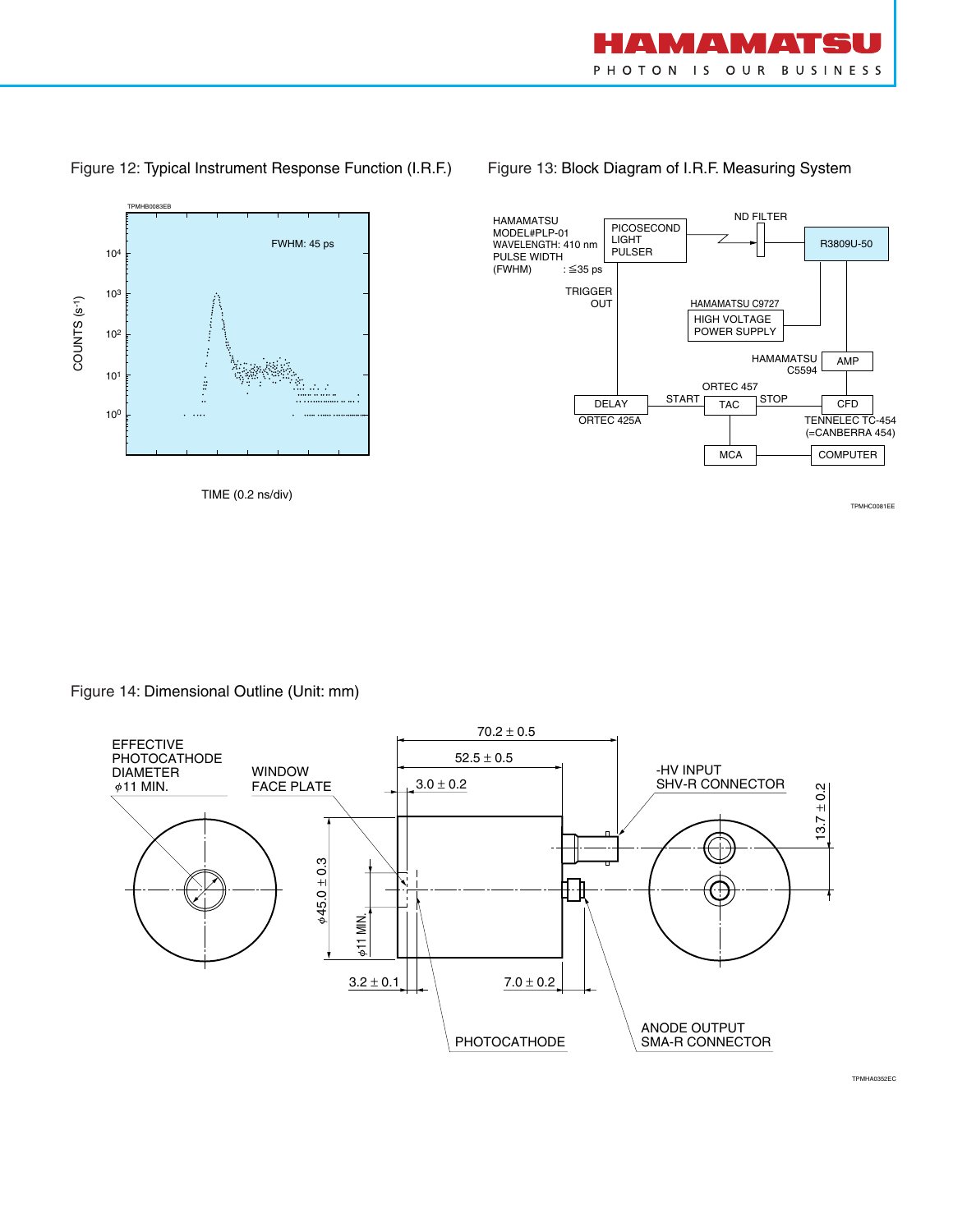Figure 12: Typical Instrument Response Function (I.R.F.)

TPMHB0083EB

FWHM: 45 ps

COUNTS ($s^{-1}$)

$10^4$

$10^3$

$10^2$

$10^1$

$10^0$

TIME (0.2 ns/div)

Figure 13: Block Diagram of I.R.F. Measuring System

HAMAMATSU
MODEL#PLP-01
WAVELENGTH: 410 nm
PULSE WIDTH
(FWHM) : ≦35 ps

PICOSECOND LIGHT PULSER

ND FILTER

R3809U-50

TRIGGER OUT

HAMAMATSU C9727
HIGH VOLTAGE POWER SUPPLY

HAMAMATSU C5594

AMP

ORTEC 457

DELAY

START

TAC

STOP

CFD

ORTEC 425A

TENNELEC TC-454 (=CANBERRA 454)

MCA

COMPUTER

TPMHC0081EE

Figure 14: Dimensional Outline (Unit: mm)

EFFECTIVE PHOTOCATHODE DIAMETER
$\phi$11 MIN.

WINDOW FACE PLATE

70.2 ± 0.5

52.5 ± 0.5

3.0 ± 0.2

-HV INPUT
SHV-R CONNECTOR

13.7 ± 0.2

$\phi$45.0 ± 0.3

$\phi$11 MIN.

3.2 ± 0.1

7.0 ± 0.2

PHOTOCATHODE

ANODE OUTPUT
SMA-R CONNECTOR

TPMHA0352EC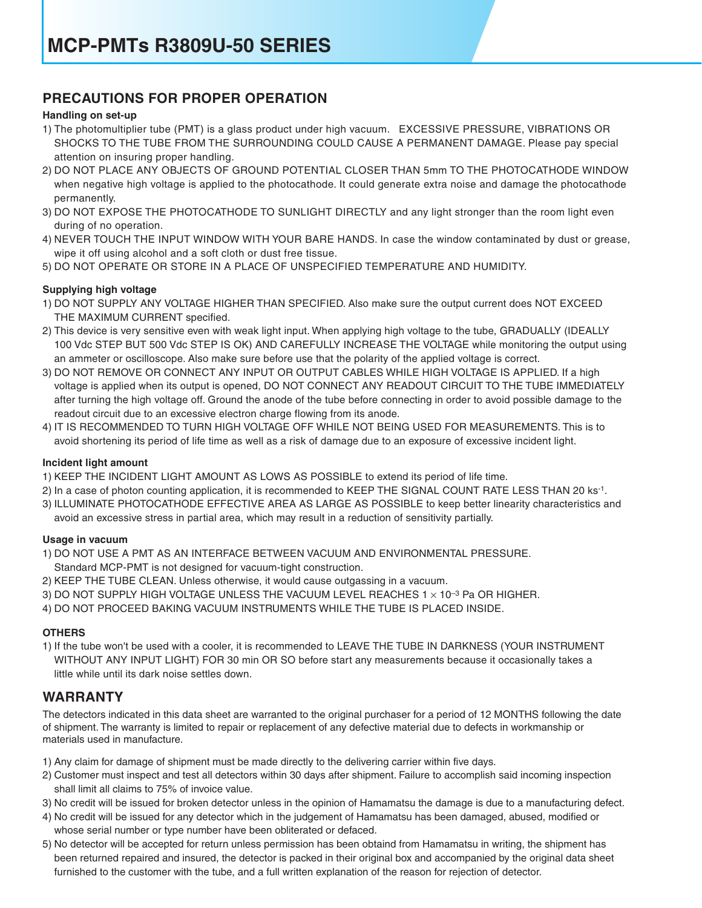# MCP-PMTs R3809U-50 SERIES

## PRECAUTIONS FOR PROPER OPERATION

**Handling on set-up**

1) The photomultiplier tube (PMT) is a glass product under high vacuum. EXCESSIVE PRESSURE, VIBRATIONS OR SHOCKS TO THE TUBE FROM THE SURROUNDING COULD CAUSE A PERMANENT DAMAGE. Please pay special attention on insuring proper handling.
2) DO NOT PLACE ANY OBJECTS OF GROUND POTENTIAL CLOSER THAN 5mm TO THE PHOTOCATHODE WINDOW when negative high voltage is applied to the photocathode. It could generate extra noise and damage the photocathode permanently.
3) DO NOT EXPOSE THE PHOTOCATHODE TO SUNLIGHT DIRECTLY and any light stronger than the room light even during of no operation.
4) NEVER TOUCH THE INPUT WINDOW WITH YOUR BARE HANDS. In case the window contaminated by dust or grease, wipe it off using alcohol and a soft cloth or dust free tissue.
5) DO NOT OPERATE OR STORE IN A PLACE OF UNSPECIFIED TEMPERATURE AND HUMIDITY.

**Supplying high voltage**

1) DO NOT SUPPLY ANY VOLTAGE HIGHER THAN SPECIFIED. Also make sure the output current does NOT EXCEED THE MAXIMUM CURRENT specified.
2) This device is very sensitive even with weak light input. When applying high voltage to the tube, GRADUALLY (IDEALLY 100 Vdc STEP BUT 500 Vdc STEP IS OK) AND CAREFULLY INCREASE THE VOLTAGE while monitoring the output using an ammeter or oscilloscope. Also make sure before use that the polarity of the applied voltage is correct.
3) DO NOT REMOVE OR CONNECT ANY INPUT OR OUTPUT CABLES WHILE HIGH VOLTAGE IS APPLIED. If a high voltage is applied when its output is opened, DO NOT CONNECT ANY READOUT CIRCUIT TO THE TUBE IMMEDIATELY after turning the high voltage off. Ground the anode of the tube before connecting in order to avoid possible damage to the readout circuit due to an excessive electron charge flowing from its anode.
4) IT IS RECOMMENDED TO TURN HIGH VOLTAGE OFF WHILE NOT BEING USED FOR MEASUREMENTS. This is to avoid shortening its period of life time as well as a risk of damage due to an exposure of excessive incident light.

**Incident light amount**

1) KEEP THE INCIDENT LIGHT AMOUNT AS LOWS AS POSSIBLE to extend its period of life time.
2) In a case of photon counting application, it is recommended to KEEP THE SIGNAL COUNT RATE LESS THAN 20 $ks^{-1}$.
3) ILLUMINATE PHOTOCATHODE EFFECTIVE AREA AS LARGE AS POSSIBLE to keep better linearity characteristics and avoid an excessive stress in partial area, which may result in a reduction of sensitivity partially.

**Usage in vacuum**

1) DO NOT USE A PMT AS AN INTERFACE BETWEEN VACUUM AND ENVIRONMENTAL PRESSURE. Standard MCP-PMT is not designed for vacuum-tight construction.
2) KEEP THE TUBE CLEAN. Unless otherwise, it would cause outgassing in a vacuum.
3) DO NOT SUPPLY HIGH VOLTAGE UNLESS THE VACUUM LEVEL REACHES $1 \times 10^{-3}$ Pa OR HIGHER.
4) DO NOT PROCEED BAKING VACUUM INSTRUMENTS WHILE THE TUBE IS PLACED INSIDE.

**OTHERS**

1) If the tube won't be used with a cooler, it is recommended to LEAVE THE TUBE IN DARKNESS (YOUR INSTRUMENT WITHOUT ANY INPUT LIGHT) FOR 30 min OR SO before start any measurements because it occasionally takes a little while until its dark noise settles down.

## WARRANTY

The detectors indicated in this data sheet are warranted to the original purchaser for a period of 12 MONTHS following the date of shipment. The warranty is limited to repair or replacement of any defective material due to defects in workmanship or materials used in manufacture.

1) Any claim for damage of shipment must be made directly to the delivering carrier within five days.
2) Customer must inspect and test all detectors within 30 days after shipment. Failure to accomplish said incoming inspection shall limit all claims to 75% of invoice value.
3) No credit will be issued for broken detector unless in the opinion of Hamamatsu the damage is due to a manufacturing defect.
4) No credit will be issued for any detector which in the judgement of Hamamatsu has been damaged, abused, modified or whose serial number or type number have been obliterated or defaced.
5) No detector will be accepted for return unless permission has been obtaind from Hamamatsu in writing, the shipment has been returned repaired and insured, the detector is packed in their original box and accompanied by the original data sheet furnished to the customer with the tube, and a full written explanation of the reason for rejection of detector.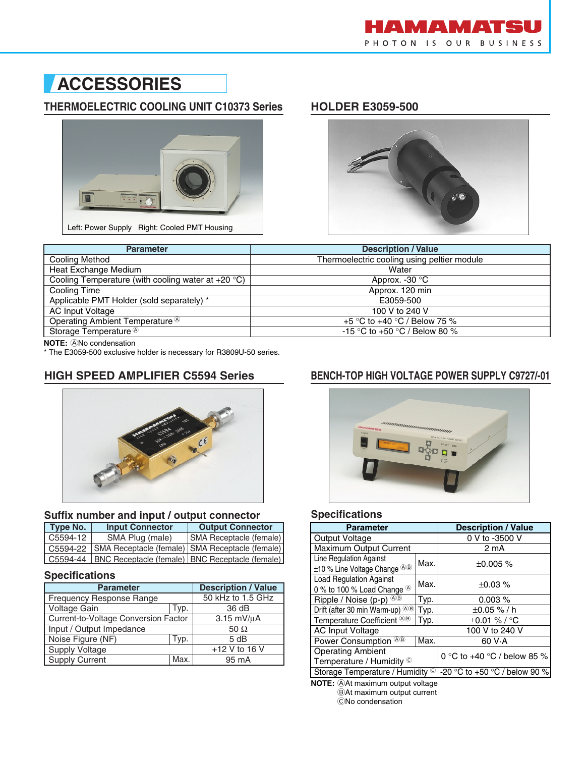# ACCESSORIES

## THERMOELECTRIC COOLING UNIT C10373 Series

Left: Power Supply Right: Cooled PMT Housing

## HOLDER E3059-500

| Parameter | Description / Value |
|---|---|
| Cooling Method | Thermoelectric cooling using peltier module |
| Heat Exchange Medium | Water |
| Cooling Temperature (with cooling water at +20 °C) | Approx. -30 °C |
| Cooling Time | Approx. 120 min |
| Applicable PMT Holder (sold separately) * | E3059-500 |
| AC Input Voltage | 100 V to 240 V |
| Operating Ambient Temperature Ⓐ | +5 °C to +40 °C / Below 75 % |
| Storage Temperature Ⓐ | -15 °C to +50 °C / Below 80 % |

**NOTE:** ⒶNo condensation

* The E3059-500 exclusive holder is necessary for R3809U-50 series.

## HIGH SPEED AMPLIFIER C5594 Series

### Suffix number and input / output connector

| Type No. | Input Connector | Output Connector |
|---|---|---|
| C5594-12 | SMA Plug (male) | SMA Receptacle (female) |
| C5594-22 | SMA Receptacle (female) | SMA Receptacle (female) |
| C5594-44 | BNC Receptacle (female) | BNC Receptacle (female) |

### Specifications

| Parameter | | Description / Value |
|---|---|---|
| Frequency Response Range | | 50 kHz to 1.5 GHz |
| Voltage Gain | Typ. | 36 dB |
| Current-to-Voltage Conversion Factor | | 3.15 mV/μA |
| Input / Output Impedance | | 50 Ω |
| Noise Figure (NF) | Typ. | 5 dB |
| Supply Voltage | | +12 V to 16 V |
| Supply Current | Max. | 95 mA |

## BENCH-TOP HIGH VOLTAGE POWER SUPPLY C9727/-01

### Specifications

| Parameter | | Description / Value |
|---|---|---|
| Output Voltage | | 0 V to -3500 V |
| Maximum Output Current | | 2 mA |
| Line Regulation Against ±10 % Line Voltage Change ⒶⒷ | Max. | ±0.005 % |
| Load Regulation Against 0 % to 100 % Load Change Ⓐ | Max. | ±0.03 % |
| Ripple / Noise (p-p) ⒶⒷ | Typ. | 0.003 % |
| Drift (after 30 min Warm-up) ⒶⒷ | Typ. | ±0.05 % / h |
| Temperature Coefficient ⒶⒷ | Typ. | ±0.01 % / °C |
| AC Input Voltage | | 100 V to 240 V |
| Power Consumption ⒶⒷ | Max. | 60 V·A |
| Operating Ambient Temperature / Humidity Ⓒ | | 0 °C to +40 °C / below 85 % |
| Storage Temperature / Humidity Ⓒ | | -20 °C to +50 °C / below 90 % |

**NOTE:** ⒶAt maximum output voltage
ⒷAt maximum output current
ⒸNo condensation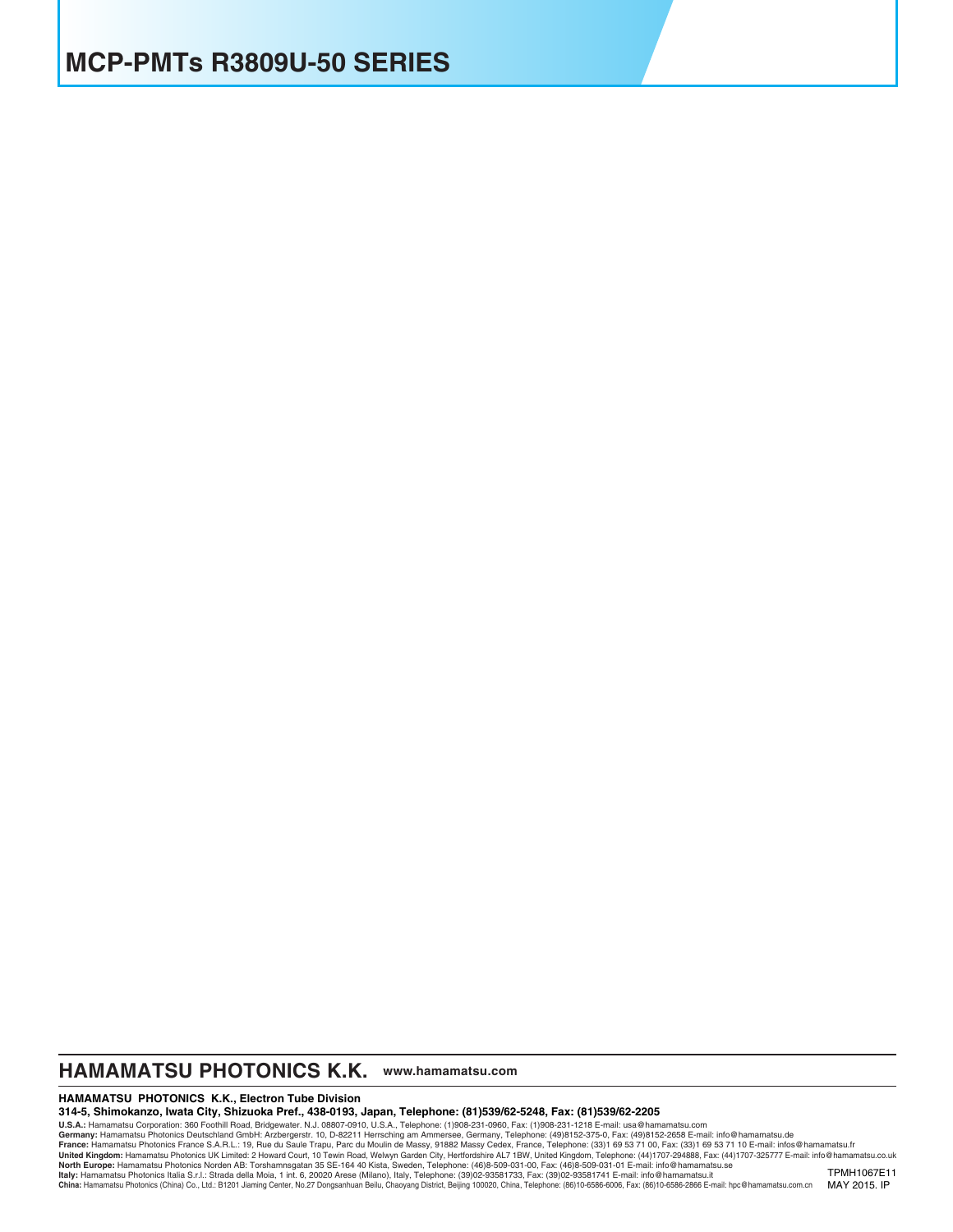# MCP-PMTs R3809U-50 SERIES

**HAMAMATSU PHOTONICS K.K.** **www.hamamatsu.com**

**HAMAMATSU PHOTONICS K.K., Electron Tube Division**
**314-5, Shimokanzo, Iwata City, Shizuoka Pref., 438-0193, Japan, Telephone: (81)539/62-5248, Fax: (81)539/62-2205**

**U.S.A.:** Hamamatsu Corporation: 360 Foothill Road, Bridgewater. N.J. 08807-0910, U.S.A., Telephone: (1)908-231-0960, Fax: (1)908-231-1218 E-mail: usa@hamamatsu.com
**Germany:** Hamamatsu Photonics Deutschland GmbH: Arzbergerstr. 10, D-82211 Herrsching am Ammersee, Germany, Telephone: (49)8152-375-0, Fax: (49)8152-2658 E-mail: info@hamamatsu.de
**France:** Hamamatsu Photonics France S.A.R.L.: 19, Rue du Saule Trapu, Parc du Moulin de Massy, 91882 Massy Cedex, France, Telephone: (33)1 69 53 71 00, Fax: (33)1 69 53 71 10 E-mail: infos@hamamatsu.fr
**United Kingdom:** Hamamatsu Photonics UK Limited: 2 Howard Court, 10 Tewin Road, Welwyn Garden City, Hertfordshire AL7 1BW, United Kingdom, Telephone: (44)1707-294888, Fax: (44)1707-325777 E-mail: info@hamamatsu.co.uk
**North Europe:** Hamamatsu Photonics Norden AB: Torshamnsgatan 35 SE-164 40 Kista, Sweden, Telephone: (46)8-509-031-00, Fax: (46)8-509-031-01 E-mail: info@hamamatsu.se
**Italy:** Hamamatsu Photonics Italia S.r.l.: Strada della Moia, 1 int. 6, 20020 Arese (Milano), Italy, Telephone: (39)02-93581733, Fax: (39)02-93581741 E-mail: info@hamamatsu.it
**China:** Hamamatsu Photonics (China) Co., Ltd.: B1201 Jiaming Center, No.27 Dongsanhuan Beilu, Chaoyang District, Beijing 100020, China, Telephone: (86)10-6586-6006, Fax: (86)10-6586-2866 E-mail: hpc@hamamatsu.com.cn

TPMH1067E11
MAY 2015. IP